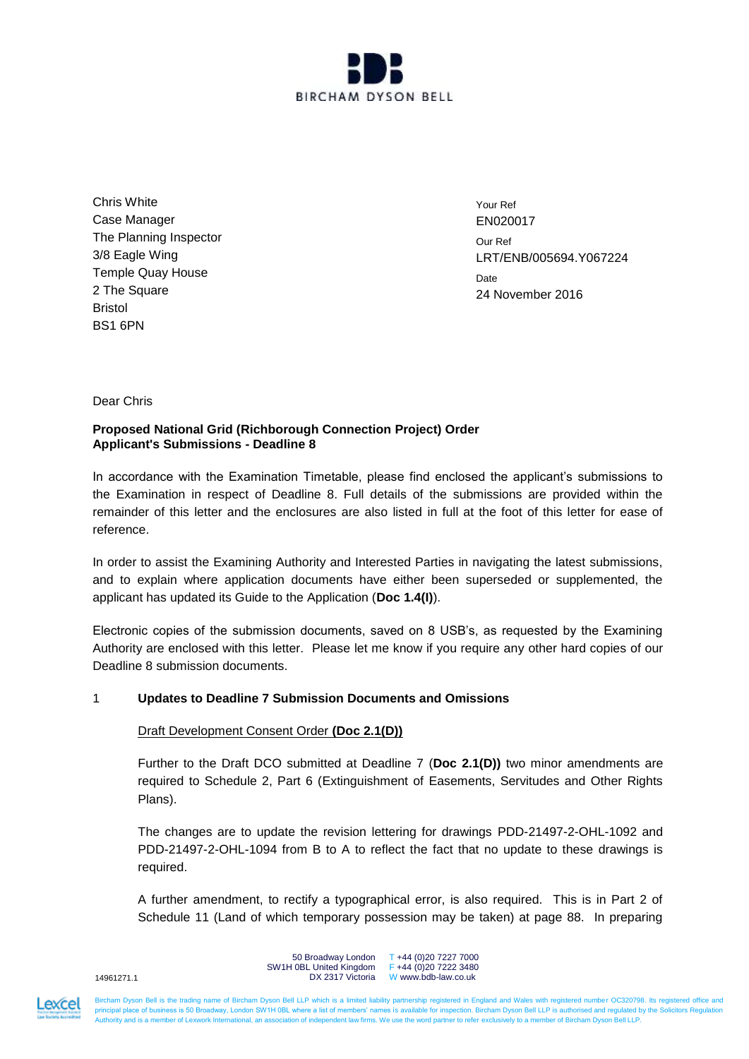BIRCHAM DYSON BELL

Chris White
Case Manager
The Planning Inspector
3/8 Eagle Wing
Temple Quay House
2 The Square
Bristol
BS1 6PN

Your Ref
EN020017

Our Ref
LRT/ENB/005694.Y067224

Date
24 November 2016

Dear Chris

**Proposed National Grid (Richborough Connection Project) Order**
**Applicant's Submissions - Deadline 8**

In accordance with the Examination Timetable, please find enclosed the applicant's submissions to the Examination in respect of Deadline 8. Full details of the submissions are provided within the remainder of this letter and the enclosures are also listed in full at the foot of this letter for ease of reference.

In order to assist the Examining Authority and Interested Parties in navigating the latest submissions, and to explain where application documents have either been superseded or supplemented, the applicant has updated its Guide to the Application (**Doc 1.4(I)**).

Electronic copies of the submission documents, saved on 8 USB's, as requested by the Examining Authority are enclosed with this letter. Please let me know if you require any other hard copies of our Deadline 8 submission documents.

1 **Updates to Deadline 7 Submission Documents and Omissions**

Draft Development Consent Order **(Doc 2.1(D))**

Further to the Draft DCO submitted at Deadline 7 (**Doc 2.1(D))** two minor amendments are required to Schedule 2, Part 6 (Extinguishment of Easements, Servitudes and Other Rights Plans).

The changes are to update the revision lettering for drawings PDD-21497-2-OHL-1092 and PDD-21497-2-OHL-1094 from B to A to reflect the fact that no update to these drawings is required.

A further amendment, to rectify a typographical error, is also required. This is in Part 2 of Schedule 11 (Land of which temporary possession may be taken) at page 88. In preparing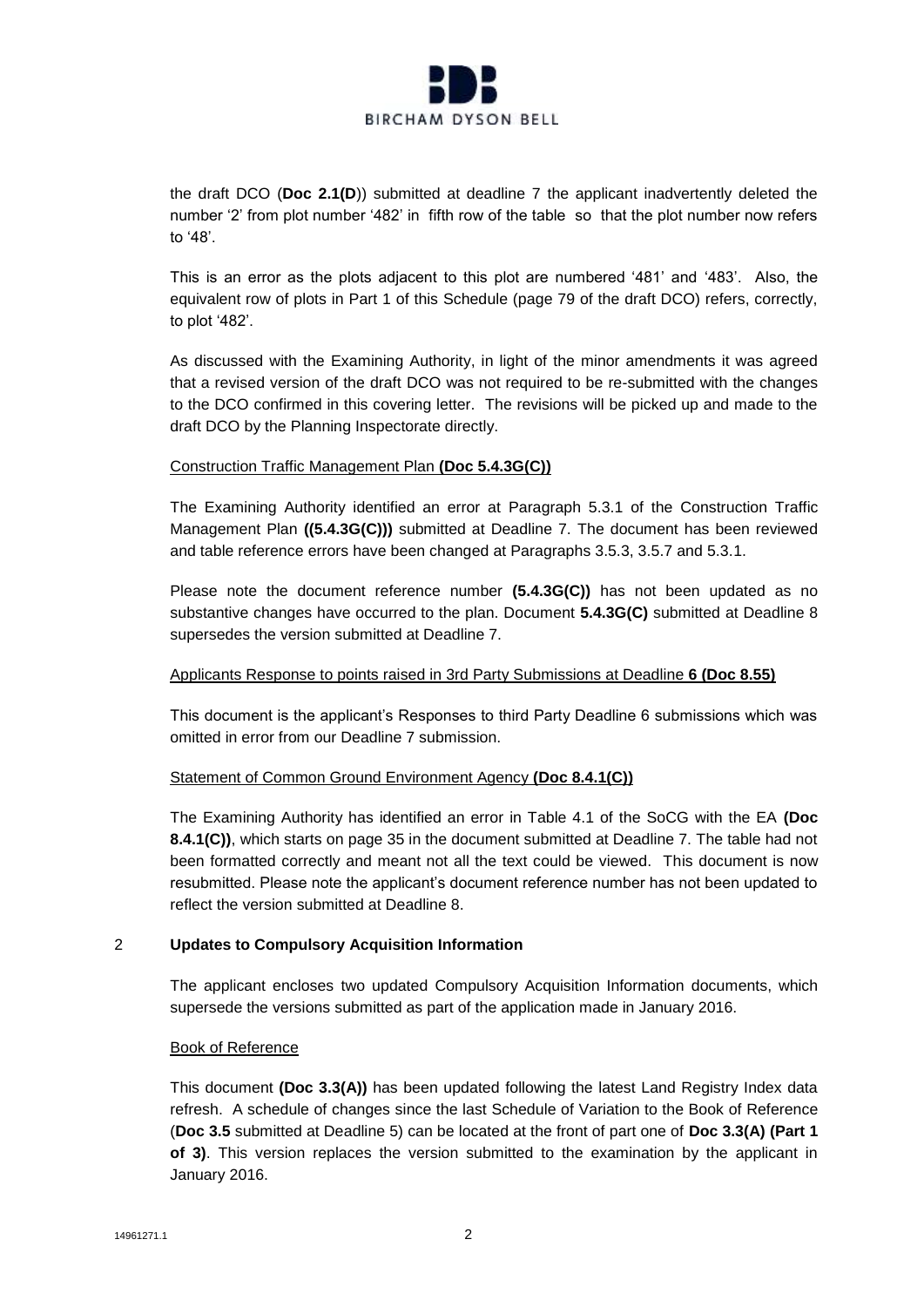the draft DCO (**Doc 2.1(D**)) submitted at deadline 7 the applicant inadvertently deleted the number '2' from plot number '482' in fifth row of the table so that the plot number now refers to '48'.

This is an error as the plots adjacent to this plot are numbered '481' and '483'. Also, the equivalent row of plots in Part 1 of this Schedule (page 79 of the draft DCO) refers, correctly, to plot '482'.

As discussed with the Examining Authority, in light of the minor amendments it was agreed that a revised version of the draft DCO was not required to be re-submitted with the changes to the DCO confirmed in this covering letter. The revisions will be picked up and made to the draft DCO by the Planning Inspectorate directly.

<u>Construction Traffic Management Plan</u> **<u>(Doc 5.4.3G(C))</u>**

The Examining Authority identified an error at Paragraph 5.3.1 of the Construction Traffic Management Plan **((5.4.3G(C)))** submitted at Deadline 7. The document has been reviewed and table reference errors have been changed at Paragraphs 3.5.3, 3.5.7 and 5.3.1.

Please note the document reference number **(5.4.3G(C))** has not been updated as no substantive changes have occurred to the plan. Document **5.4.3G(C)** submitted at Deadline 8 supersedes the version submitted at Deadline 7.

<u>Applicants Response to points raised in 3rd Party Submissions at Deadline</u> **<u>6 (Doc 8.55)</u>**

This document is the applicant's Responses to third Party Deadline 6 submissions which was omitted in error from our Deadline 7 submission.

<u>Statement of Common Ground Environment Agency</u> **<u>(Doc 8.4.1(C))</u>**

The Examining Authority has identified an error in Table 4.1 of the SoCG with the EA **(Doc 8.4.1(C))**, which starts on page 35 in the document submitted at Deadline 7. The table had not been formatted correctly and meant not all the text could be viewed. This document is now resubmitted. Please note the applicant's document reference number has not been updated to reflect the version submitted at Deadline 8.

## 2 Updates to Compulsory Acquisition Information

The applicant encloses two updated Compulsory Acquisition Information documents, which supersede the versions submitted as part of the application made in January 2016.

<u>Book of Reference</u>

This document **(Doc 3.3(A))** has been updated following the latest Land Registry Index data refresh. A schedule of changes since the last Schedule of Variation to the Book of Reference (**Doc 3.5** submitted at Deadline 5) can be located at the front of part one of **Doc 3.3(A) (Part 1 of 3)**. This version replaces the version submitted to the examination by the applicant in January 2016.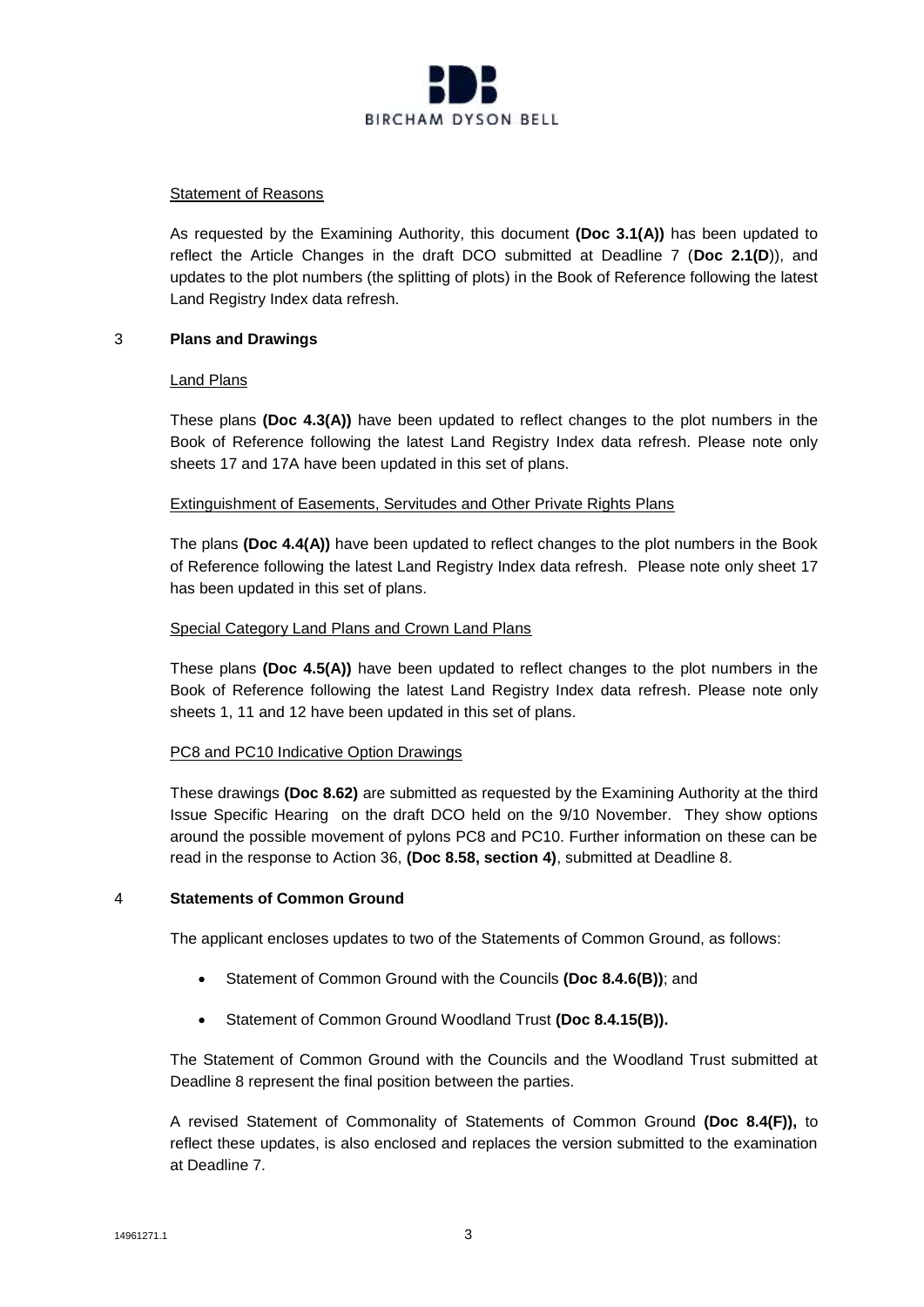### Statement of Reasons

As requested by the Examining Authority, this document **(Doc 3.1(A))** has been updated to reflect the Article Changes in the draft DCO submitted at Deadline 7 (**Doc 2.1(D**)), and updates to the plot numbers (the splitting of plots) in the Book of Reference following the latest Land Registry Index data refresh.

## 3 Plans and Drawings

### Land Plans

These plans **(Doc 4.3(A))** have been updated to reflect changes to the plot numbers in the Book of Reference following the latest Land Registry Index data refresh. Please note only sheets 17 and 17A have been updated in this set of plans.

### Extinguishment of Easements, Servitudes and Other Private Rights Plans

The plans **(Doc 4.4(A))** have been updated to reflect changes to the plot numbers in the Book of Reference following the latest Land Registry Index data refresh. Please note only sheet 17 has been updated in this set of plans.

### Special Category Land Plans and Crown Land Plans

These plans **(Doc 4.5(A))** have been updated to reflect changes to the plot numbers in the Book of Reference following the latest Land Registry Index data refresh. Please note only sheets 1, 11 and 12 have been updated in this set of plans.

### PC8 and PC10 Indicative Option Drawings

These drawings **(Doc 8.62)** are submitted as requested by the Examining Authority at the third Issue Specific Hearing on the draft DCO held on the 9/10 November. They show options around the possible movement of pylons PC8 and PC10. Further information on these can be read in the response to Action 36, **(Doc 8.58, section 4)**, submitted at Deadline 8.

## 4 Statements of Common Ground

The applicant encloses updates to two of the Statements of Common Ground, as follows:

- Statement of Common Ground with the Councils **(Doc 8.4.6(B))**; and
- Statement of Common Ground Woodland Trust **(Doc 8.4.15(B)).**

The Statement of Common Ground with the Councils and the Woodland Trust submitted at Deadline 8 represent the final position between the parties.

A revised Statement of Commonality of Statements of Common Ground **(Doc 8.4(F)),** to reflect these updates, is also enclosed and replaces the version submitted to the examination at Deadline 7.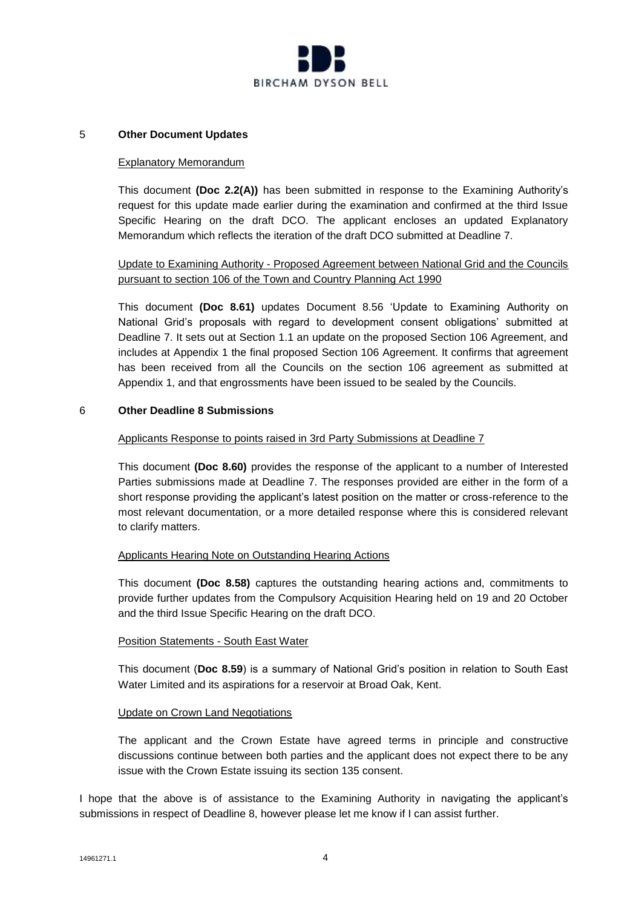## 5 **Other Document Updates**

Explanatory Memorandum

This document **(Doc 2.2(A))** has been submitted in response to the Examining Authority's request for this update made earlier during the examination and confirmed at the third Issue Specific Hearing on the draft DCO. The applicant encloses an updated Explanatory Memorandum which reflects the iteration of the draft DCO submitted at Deadline 7.

Update to Examining Authority - Proposed Agreement between National Grid and the Councils pursuant to section 106 of the Town and Country Planning Act 1990

This document **(Doc 8.61)** updates Document 8.56 'Update to Examining Authority on National Grid's proposals with regard to development consent obligations' submitted at Deadline 7. It sets out at Section 1.1 an update on the proposed Section 106 Agreement, and includes at Appendix 1 the final proposed Section 106 Agreement. It confirms that agreement has been received from all the Councils on the section 106 agreement as submitted at Appendix 1, and that engrossments have been issued to be sealed by the Councils.

## 6 **Other Deadline 8 Submissions**

Applicants Response to points raised in 3rd Party Submissions at Deadline 7

This document **(Doc 8.60)** provides the response of the applicant to a number of Interested Parties submissions made at Deadline 7. The responses provided are either in the form of a short response providing the applicant's latest position on the matter or cross-reference to the most relevant documentation, or a more detailed response where this is considered relevant to clarify matters.

Applicants Hearing Note on Outstanding Hearing Actions

This document **(Doc 8.58)** captures the outstanding hearing actions and, commitments to provide further updates from the Compulsory Acquisition Hearing held on 19 and 20 October and the third Issue Specific Hearing on the draft DCO.

Position Statements - South East Water

This document (**Doc 8.59**) is a summary of National Grid's position in relation to South East Water Limited and its aspirations for a reservoir at Broad Oak, Kent.

Update on Crown Land Negotiations

The applicant and the Crown Estate have agreed terms in principle and constructive discussions continue between both parties and the applicant does not expect there to be any issue with the Crown Estate issuing its section 135 consent.

I hope that the above is of assistance to the Examining Authority in navigating the applicant's submissions in respect of Deadline 8, however please let me know if I can assist further.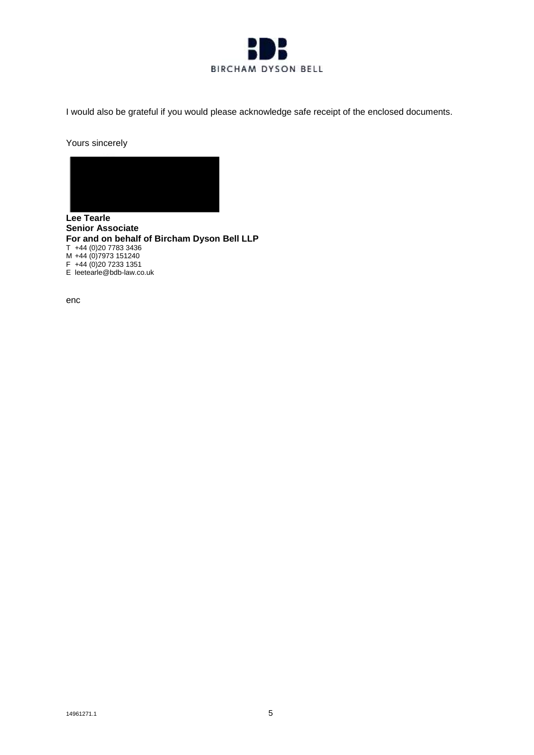I would also be grateful if you would please acknowledge safe receipt of the enclosed documents.

Yours sincerely

**Lee Tearle**
**Senior Associate**
**For and on behalf of Bircham Dyson Bell LLP**
T +44 (0)20 7783 3436
M +44 (0)7973 151240
F +44 (0)20 7233 1351
E leetearle@bdb-law.co.uk

enc

14961271.1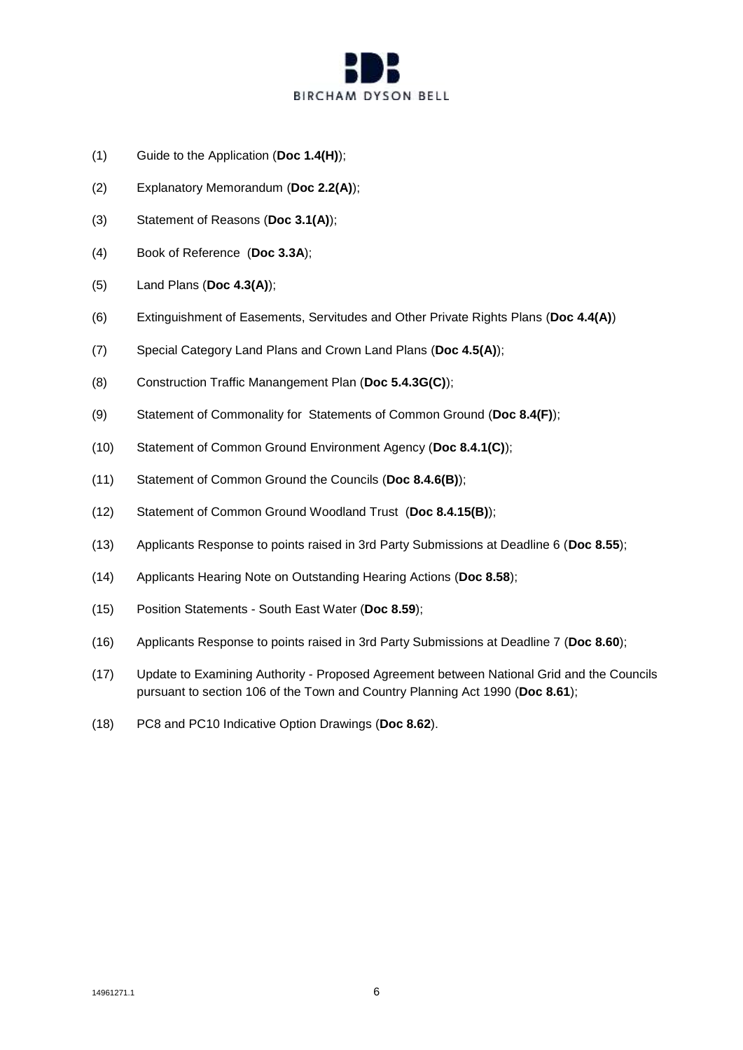(1) Guide to the Application (**Doc 1.4(H)**);

(2) Explanatory Memorandum (**Doc 2.2(A)**);

(3) Statement of Reasons (**Doc 3.1(A)**);

(4) Book of Reference (**Doc 3.3A**);

(5) Land Plans (**Doc 4.3(A)**);

(6) Extinguishment of Easements, Servitudes and Other Private Rights Plans (**Doc 4.4(A)**)

(7) Special Category Land Plans and Crown Land Plans (**Doc 4.5(A)**);

(8) Construction Traffic Manangement Plan (**Doc 5.4.3G(C)**);

(9) Statement of Commonality for Statements of Common Ground (**Doc 8.4(F)**);

(10) Statement of Common Ground Environment Agency (**Doc 8.4.1(C)**);

(11) Statement of Common Ground the Councils (**Doc 8.4.6(B)**);

(12) Statement of Common Ground Woodland Trust (**Doc 8.4.15(B)**);

(13) Applicants Response to points raised in 3rd Party Submissions at Deadline 6 (**Doc 8.55**);

(14) Applicants Hearing Note on Outstanding Hearing Actions (**Doc 8.58**);

(15) Position Statements - South East Water (**Doc 8.59**);

(16) Applicants Response to points raised in 3rd Party Submissions at Deadline 7 (**Doc 8.60**);

(17) Update to Examining Authority - Proposed Agreement between National Grid and the Councils pursuant to section 106 of the Town and Country Planning Act 1990 (**Doc 8.61**);

(18) PC8 and PC10 Indicative Option Drawings (**Doc 8.62**).